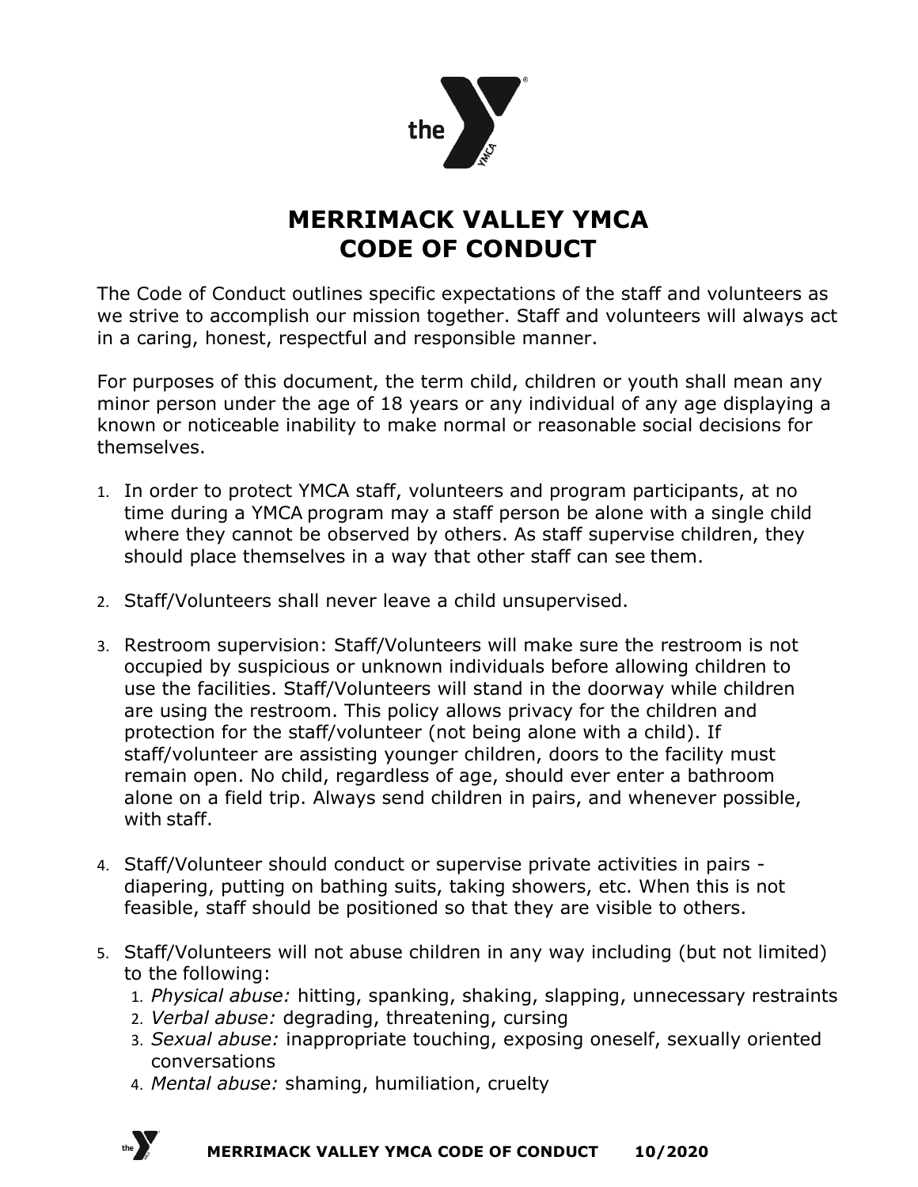# MERRIMACK VALLEY YMCA
# CODE OF CONDUCT

The Code of Conduct outlines specific expectations of the staff and volunteers as we strive to accomplish our mission together. Staff and volunteers will always act in a caring, honest, respectful and responsible manner.

For purposes of this document, the term child, children or youth shall mean any minor person under the age of 18 years or any individual of any age displaying a known or noticeable inability to make normal or reasonable social decisions for themselves.

1. In order to protect YMCA staff, volunteers and program participants, at no time during a YMCA program may a staff person be alone with a single child where they cannot be observed by others. As staff supervise children, they should place themselves in a way that other staff can see them.

2. Staff/Volunteers shall never leave a child unsupervised.

3. Restroom supervision: Staff/Volunteers will make sure the restroom is not occupied by suspicious or unknown individuals before allowing children to use the facilities. Staff/Volunteers will stand in the doorway while children are using the restroom. This policy allows privacy for the children and protection for the staff/volunteer (not being alone with a child). If staff/volunteer are assisting younger children, doors to the facility must remain open. No child, regardless of age, should ever enter a bathroom alone on a field trip. Always send children in pairs, and whenever possible, with staff.

4. Staff/Volunteer should conduct or supervise private activities in pairs - diapering, putting on bathing suits, taking showers, etc. When this is not feasible, staff should be positioned so that they are visible to others.

5. Staff/Volunteers will not abuse children in any way including (but not limited) to the following:
   1. *Physical abuse:* hitting, spanking, shaking, slapping, unnecessary restraints
   2. *Verbal abuse:* degrading, threatening, cursing
   3. *Sexual abuse:* inappropriate touching, exposing oneself, sexually oriented conversations
   4. *Mental abuse:* shaming, humiliation, cruelty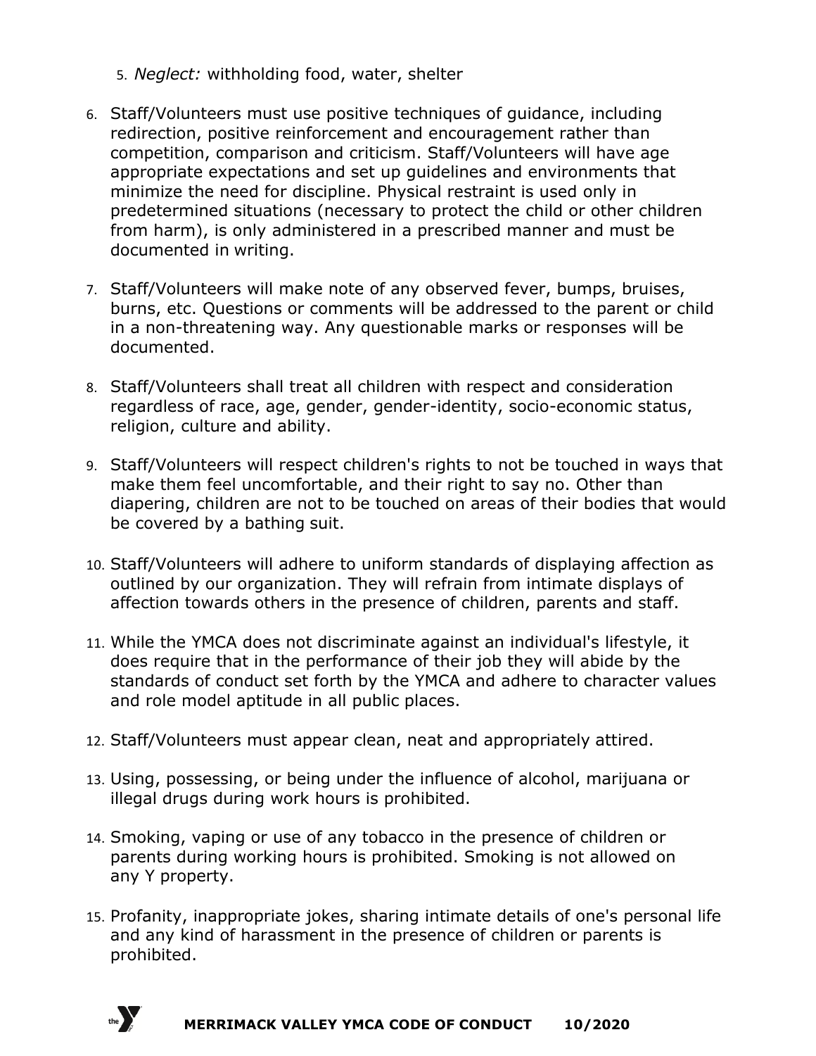5. *Neglect:* withholding food, water, shelter

6. Staff/Volunteers must use positive techniques of guidance, including redirection, positive reinforcement and encouragement rather than competition, comparison and criticism. Staff/Volunteers will have age appropriate expectations and set up guidelines and environments that minimize the need for discipline. Physical restraint is used only in predetermined situations (necessary to protect the child or other children from harm), is only administered in a prescribed manner and must be documented in writing.

7. Staff/Volunteers will make note of any observed fever, bumps, bruises, burns, etc. Questions or comments will be addressed to the parent or child in a non-threatening way. Any questionable marks or responses will be documented.

8. Staff/Volunteers shall treat all children with respect and consideration regardless of race, age, gender, gender-identity, socio-economic status, religion, culture and ability.

9. Staff/Volunteers will respect children's rights to not be touched in ways that make them feel uncomfortable, and their right to say no. Other than diapering, children are not to be touched on areas of their bodies that would be covered by a bathing suit.

10. Staff/Volunteers will adhere to uniform standards of displaying affection as outlined by our organization. They will refrain from intimate displays of affection towards others in the presence of children, parents and staff.

11. While the YMCA does not discriminate against an individual's lifestyle, it does require that in the performance of their job they will abide by the standards of conduct set forth by the YMCA and adhere to character values and role model aptitude in all public places.

12. Staff/Volunteers must appear clean, neat and appropriately attired.

13. Using, possessing, or being under the influence of alcohol, marijuana or illegal drugs during work hours is prohibited.

14. Smoking, vaping or use of any tobacco in the presence of children or parents during working hours is prohibited. Smoking is not allowed on any Y property.

15. Profanity, inappropriate jokes, sharing intimate details of one's personal life and any kind of harassment in the presence of children or parents is prohibited.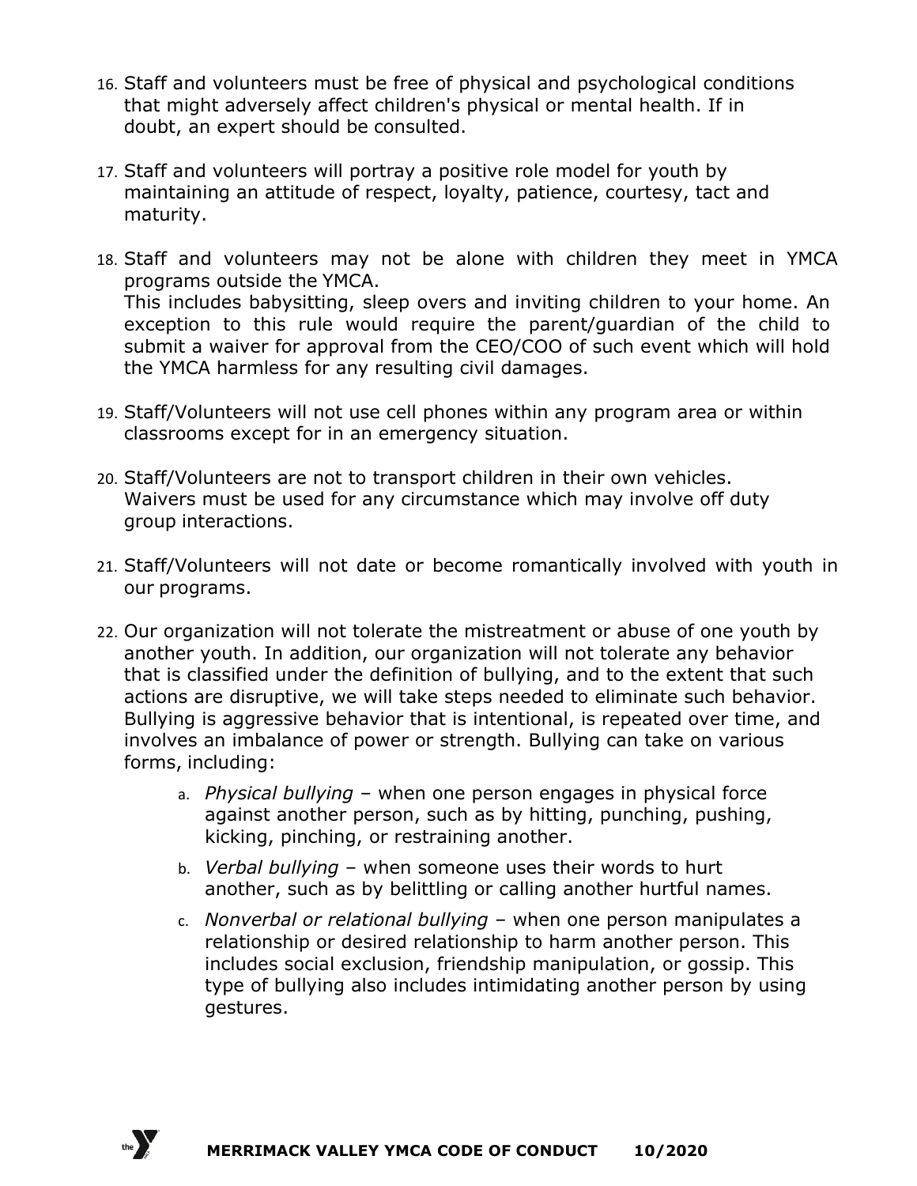16. Staff and volunteers must be free of physical and psychological conditions that might adversely affect children's physical or mental health. If in doubt, an expert should be consulted.

17. Staff and volunteers will portray a positive role model for youth by maintaining an attitude of respect, loyalty, patience, courtesy, tact and maturity.

18. Staff and volunteers may not be alone with children they meet in YMCA programs outside the YMCA.
    This includes babysitting, sleep overs and inviting children to your home. An exception to this rule would require the parent/guardian of the child to submit a waiver for approval from the CEO/COO of such event which will hold the YMCA harmless for any resulting civil damages.

19. Staff/Volunteers will not use cell phones within any program area or within classrooms except for in an emergency situation.

20. Staff/Volunteers are not to transport children in their own vehicles. Waivers must be used for any circumstance which may involve off duty group interactions.

21. Staff/Volunteers will not date or become romantically involved with youth in our programs.

22. Our organization will not tolerate the mistreatment or abuse of one youth by another youth. In addition, our organization will not tolerate any behavior that is classified under the definition of bullying, and to the extent that such actions are disruptive, we will take steps needed to eliminate such behavior. Bullying is aggressive behavior that is intentional, is repeated over time, and involves an imbalance of power or strength. Bullying can take on various forms, including:
    a. *Physical bullying* – when one person engages in physical force against another person, such as by hitting, punching, pushing, kicking, pinching, or restraining another.
    b. *Verbal bullying* – when someone uses their words to hurt another, such as by belittling or calling another hurtful names.
    c. *Nonverbal or relational bullying* – when one person manipulates a relationship or desired relationship to harm another person. This includes social exclusion, friendship manipulation, or gossip. This type of bullying also includes intimidating another person by using gestures.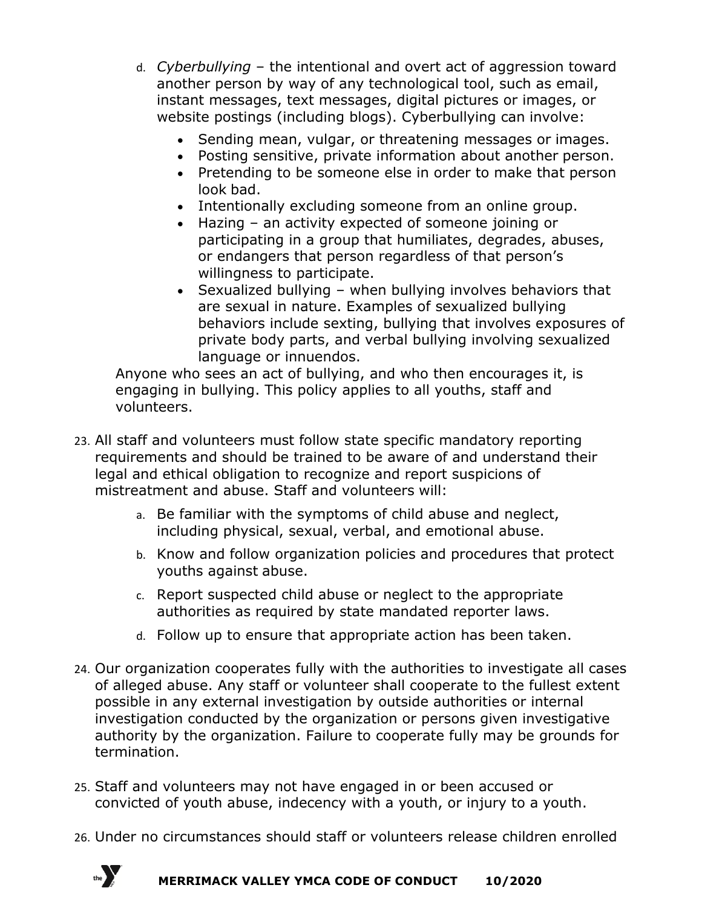d. *Cyberbullying* – the intentional and overt act of aggression toward another person by way of any technological tool, such as email, instant messages, text messages, digital pictures or images, or website postings (including blogs). Cyberbullying can involve:
    - Sending mean, vulgar, or threatening messages or images.
    - Posting sensitive, private information about another person.
    - Pretending to be someone else in order to make that person look bad.
    - Intentionally excluding someone from an online group.
    - Hazing – an activity expected of someone joining or participating in a group that humiliates, degrades, abuses, or endangers that person regardless of that person's willingness to participate.
    - Sexualized bullying – when bullying involves behaviors that are sexual in nature. Examples of sexualized bullying behaviors include sexting, bullying that involves exposures of private body parts, and verbal bullying involving sexualized language or innuendos.

Anyone who sees an act of bullying, and who then encourages it, is engaging in bullying. This policy applies to all youths, staff and volunteers.

23. All staff and volunteers must follow state specific mandatory reporting requirements and should be trained to be aware of and understand their legal and ethical obligation to recognize and report suspicions of mistreatment and abuse. Staff and volunteers will:
    a. Be familiar with the symptoms of child abuse and neglect, including physical, sexual, verbal, and emotional abuse.
    b. Know and follow organization policies and procedures that protect youths against abuse.
    c. Report suspected child abuse or neglect to the appropriate authorities as required by state mandated reporter laws.
    d. Follow up to ensure that appropriate action has been taken.

24. Our organization cooperates fully with the authorities to investigate all cases of alleged abuse. Any staff or volunteer shall cooperate to the fullest extent possible in any external investigation by outside authorities or internal investigation conducted by the organization or persons given investigative authority by the organization. Failure to cooperate fully may be grounds for termination.

25. Staff and volunteers may not have engaged in or been accused or convicted of youth abuse, indecency with a youth, or injury to a youth.

26. Under no circumstances should staff or volunteers release children enrolled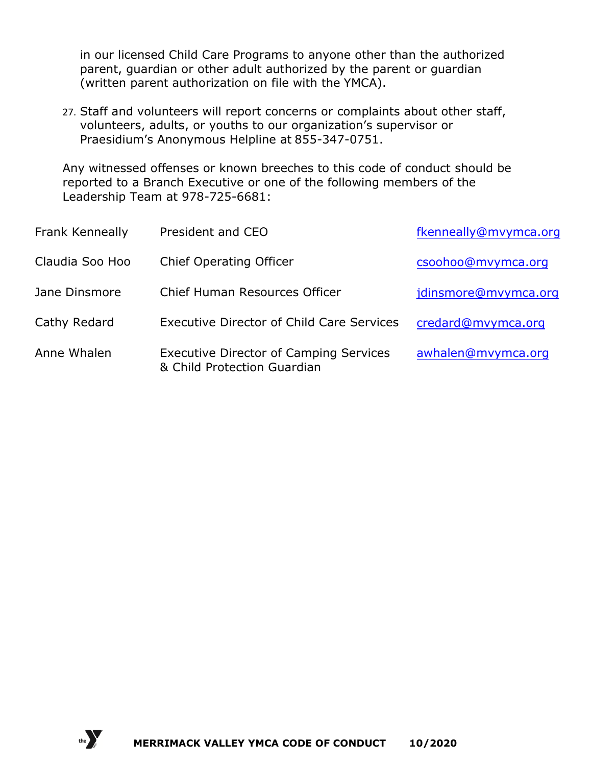in our licensed Child Care Programs to anyone other than the authorized parent, guardian or other adult authorized by the parent or guardian (written parent authorization on file with the YMCA).

27. Staff and volunteers will report concerns or complaints about other staff, volunteers, adults, or youths to our organization's supervisor or Praesidium's Anonymous Helpline at 855-347-0751.

Any witnessed offenses or known breeches to this code of conduct should be reported to a Branch Executive or one of the following members of the Leadership Team at 978-725-6681:

| | | |
|---|---|---|
| Frank Kenneally | President and CEO | fkenneally@mvymca.org |
| Claudia Soo Hoo | Chief Operating Officer | csoohoo@mvymca.org |
| Jane Dinsmore | Chief Human Resources Officer | jdinsmore@mvymca.org |
| Cathy Redard | Executive Director of Child Care Services | credard@mvymca.org |
| Anne Whalen | Executive Director of Camping Services & Child Protection Guardian | awhalen@mvymca.org |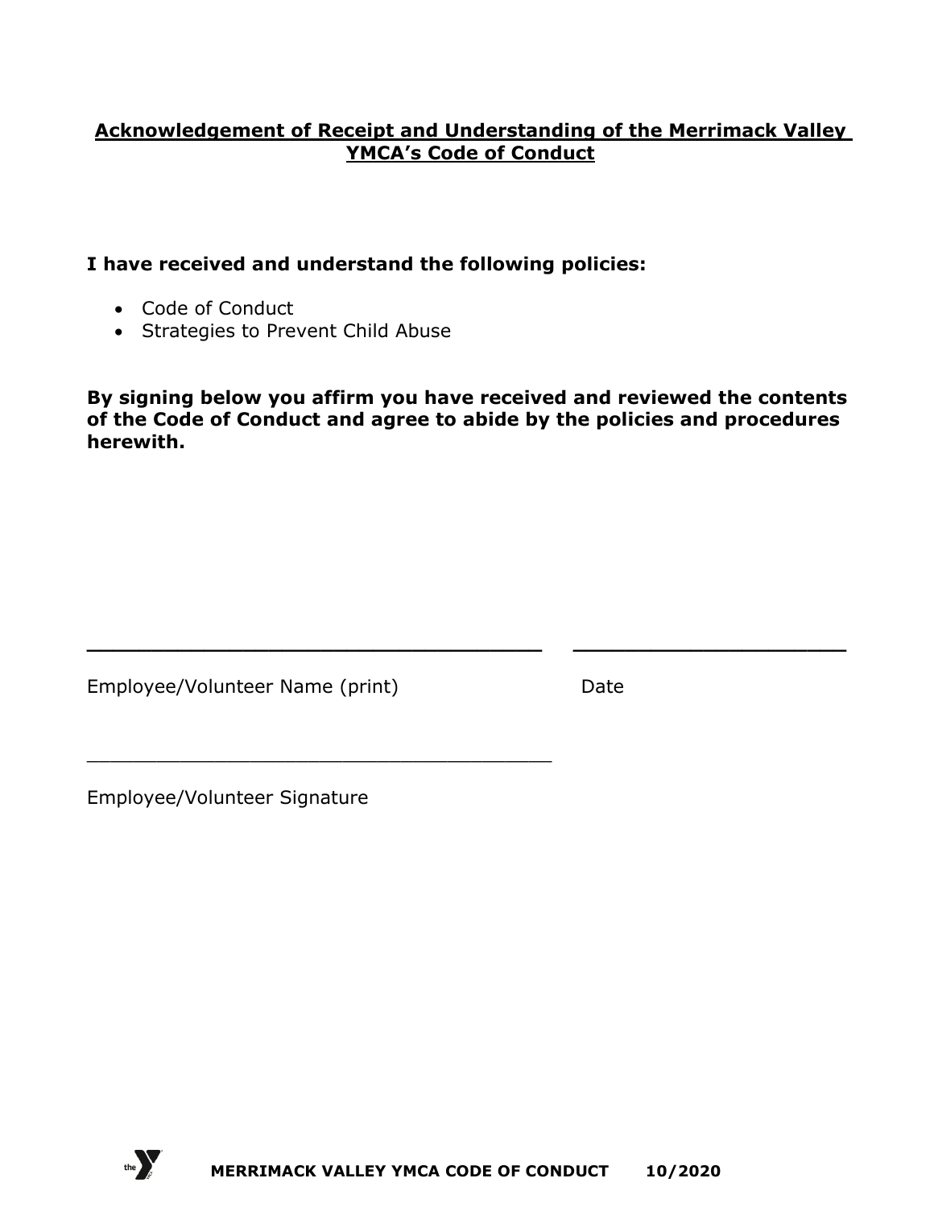## Acknowledgement of Receipt and Understanding of the Merrimack Valley YMCA's Code of Conduct

**I have received and understand the following policies:**

- Code of Conduct
- Strategies to Prevent Child Abuse

**By signing below you affirm you have received and reviewed the contents of the Code of Conduct and agree to abide by the policies and procedures herewith.**

\_\_\_\_\_\_\_\_\_\_\_\_\_\_\_\_\_\_\_\_\_\_\_\_\_\_\_\_\_\_\_\_\_\_\_\_\_\_ \_\_\_\_\_\_\_\_\_\_\_\_\_\_\_\_\_\_\_\_\_\_\_\_

Employee/Volunteer Name (print) Date

\_\_\_\_\_\_\_\_\_\_\_\_\_\_\_\_\_\_\_\_\_\_\_\_\_\_\_\_\_\_\_\_\_\_\_\_\_\_

Employee/Volunteer Signature